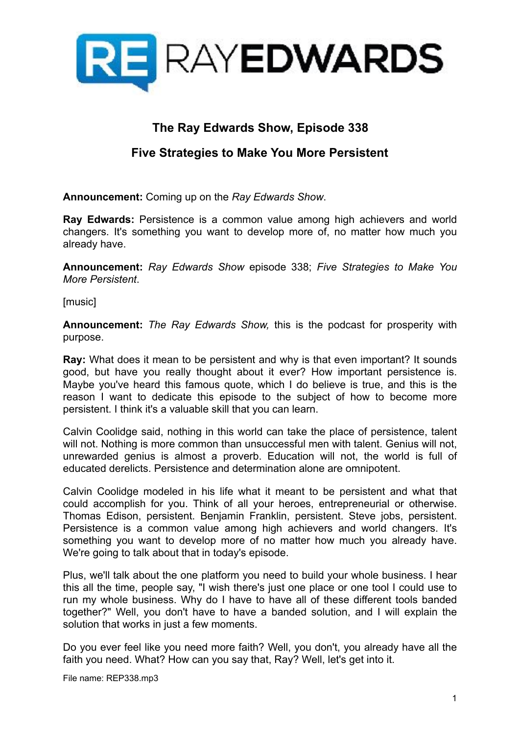RAYEDWARDS

## The Ray Edwards Show, Episode 338

## Five Strategies to Make You More Persistent

**Announcement:** Coming up on the *Ray Edwards Show*.

**Ray Edwards:** Persistence is a common value among high achievers and world changers. It's something you want to develop more of, no matter how much you already have.

**Announcement:** *Ray Edwards Show* episode 338; *Five Strategies to Make You More Persistent*.

[music]

**Announcement:** *The Ray Edwards Show,* this is the podcast for prosperity with purpose.

**Ray:** What does it mean to be persistent and why is that even important? It sounds good, but have you really thought about it ever? How important persistence is. Maybe you've heard this famous quote, which I do believe is true, and this is the reason I want to dedicate this episode to the subject of how to become more persistent. I think it's a valuable skill that you can learn.

Calvin Coolidge said, nothing in this world can take the place of persistence, talent will not. Nothing is more common than unsuccessful men with talent. Genius will not, unrewarded genius is almost a proverb. Education will not, the world is full of educated derelicts. Persistence and determination alone are omnipotent.

Calvin Coolidge modeled in his life what it meant to be persistent and what that could accomplish for you. Think of all your heroes, entrepreneurial or otherwise. Thomas Edison, persistent. Benjamin Franklin, persistent. Steve jobs, persistent. Persistence is a common value among high achievers and world changers. It's something you want to develop more of no matter how much you already have. We're going to talk about that in today's episode.

Plus, we'll talk about the one platform you need to build your whole business. I hear this all the time, people say, "I wish there's just one place or one tool I could use to run my whole business. Why do I have to have all of these different tools banded together?" Well, you don't have to have a banded solution, and I will explain the solution that works in just a few moments.

Do you ever feel like you need more faith? Well, you don't, you already have all the faith you need. What? How can you say that, Ray? Well, let's get into it.

File name: REP338.mp3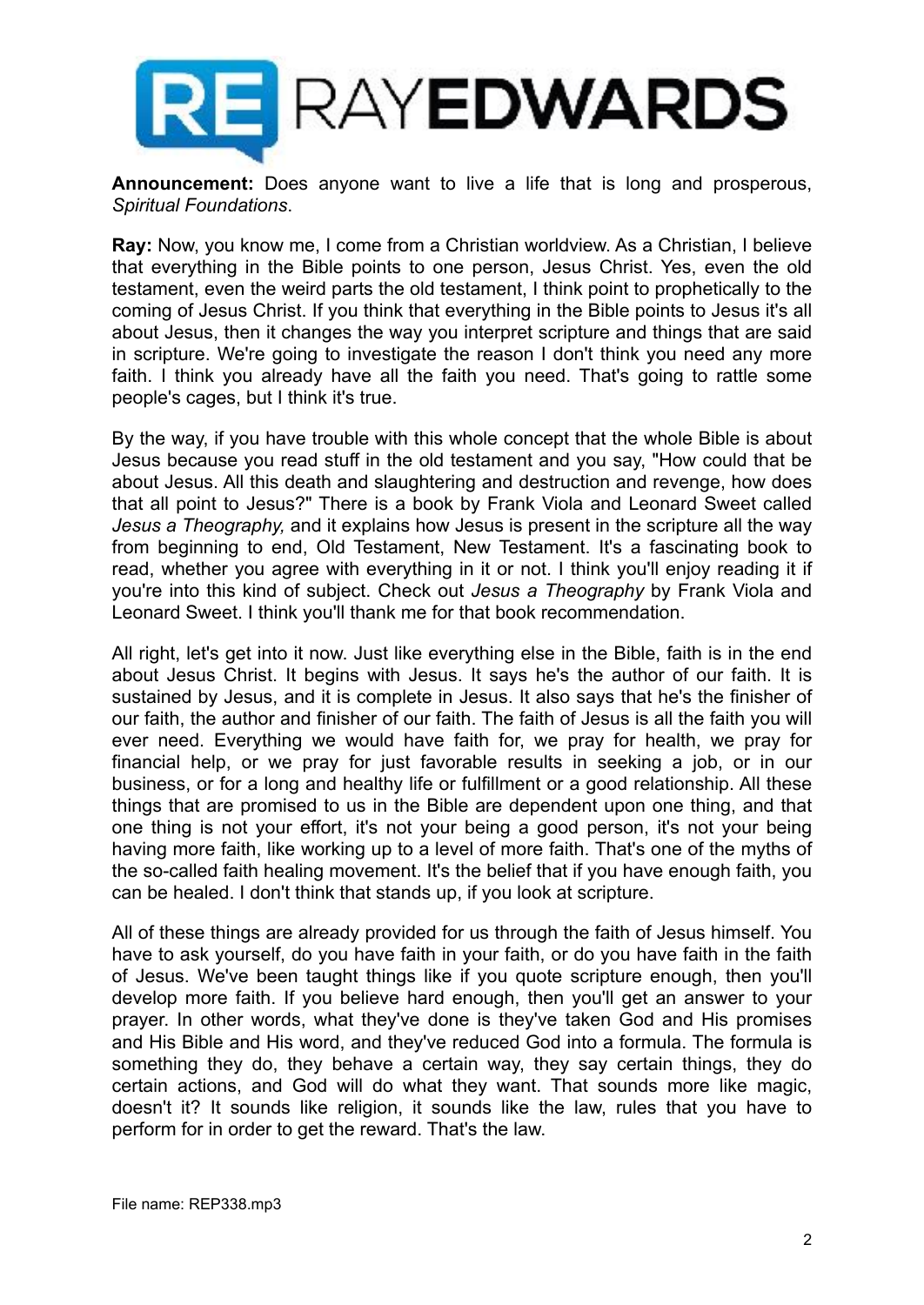**Announcement:** Does anyone want to live a life that is long and prosperous, *Spiritual Foundations*.

**Ray:** Now, you know me, I come from a Christian worldview. As a Christian, I believe that everything in the Bible points to one person, Jesus Christ. Yes, even the old testament, even the weird parts the old testament, I think point to prophetically to the coming of Jesus Christ. If you think that everything in the Bible points to Jesus it's all about Jesus, then it changes the way you interpret scripture and things that are said in scripture. We're going to investigate the reason I don't think you need any more faith. I think you already have all the faith you need. That's going to rattle some people's cages, but I think it's true.

By the way, if you have trouble with this whole concept that the whole Bible is about Jesus because you read stuff in the old testament and you say, "How could that be about Jesus. All this death and slaughtering and destruction and revenge, how does that all point to Jesus?" There is a book by Frank Viola and Leonard Sweet called *Jesus a Theography,* and it explains how Jesus is present in the scripture all the way from beginning to end, Old Testament, New Testament. It's a fascinating book to read, whether you agree with everything in it or not. I think you'll enjoy reading it if you're into this kind of subject. Check out *Jesus a Theography* by Frank Viola and Leonard Sweet. I think you'll thank me for that book recommendation.

All right, let's get into it now. Just like everything else in the Bible, faith is in the end about Jesus Christ. It begins with Jesus. It says he's the author of our faith. It is sustained by Jesus, and it is complete in Jesus. It also says that he's the finisher of our faith, the author and finisher of our faith. The faith of Jesus is all the faith you will ever need. Everything we would have faith for, we pray for health, we pray for financial help, or we pray for just favorable results in seeking a job, or in our business, or for a long and healthy life or fulfillment or a good relationship. All these things that are promised to us in the Bible are dependent upon one thing, and that one thing is not your effort, it's not your being a good person, it's not your being having more faith, like working up to a level of more faith. That's one of the myths of the so-called faith healing movement. It's the belief that if you have enough faith, you can be healed. I don't think that stands up, if you look at scripture.

All of these things are already provided for us through the faith of Jesus himself. You have to ask yourself, do you have faith in your faith, or do you have faith in the faith of Jesus. We've been taught things like if you quote scripture enough, then you'll develop more faith. If you believe hard enough, then you'll get an answer to your prayer. In other words, what they've done is they've taken God and His promises and His Bible and His word, and they've reduced God into a formula. The formula is something they do, they behave a certain way, they say certain things, they do certain actions, and God will do what they want. That sounds more like magic, doesn't it? It sounds like religion, it sounds like the law, rules that you have to perform for in order to get the reward. That's the law.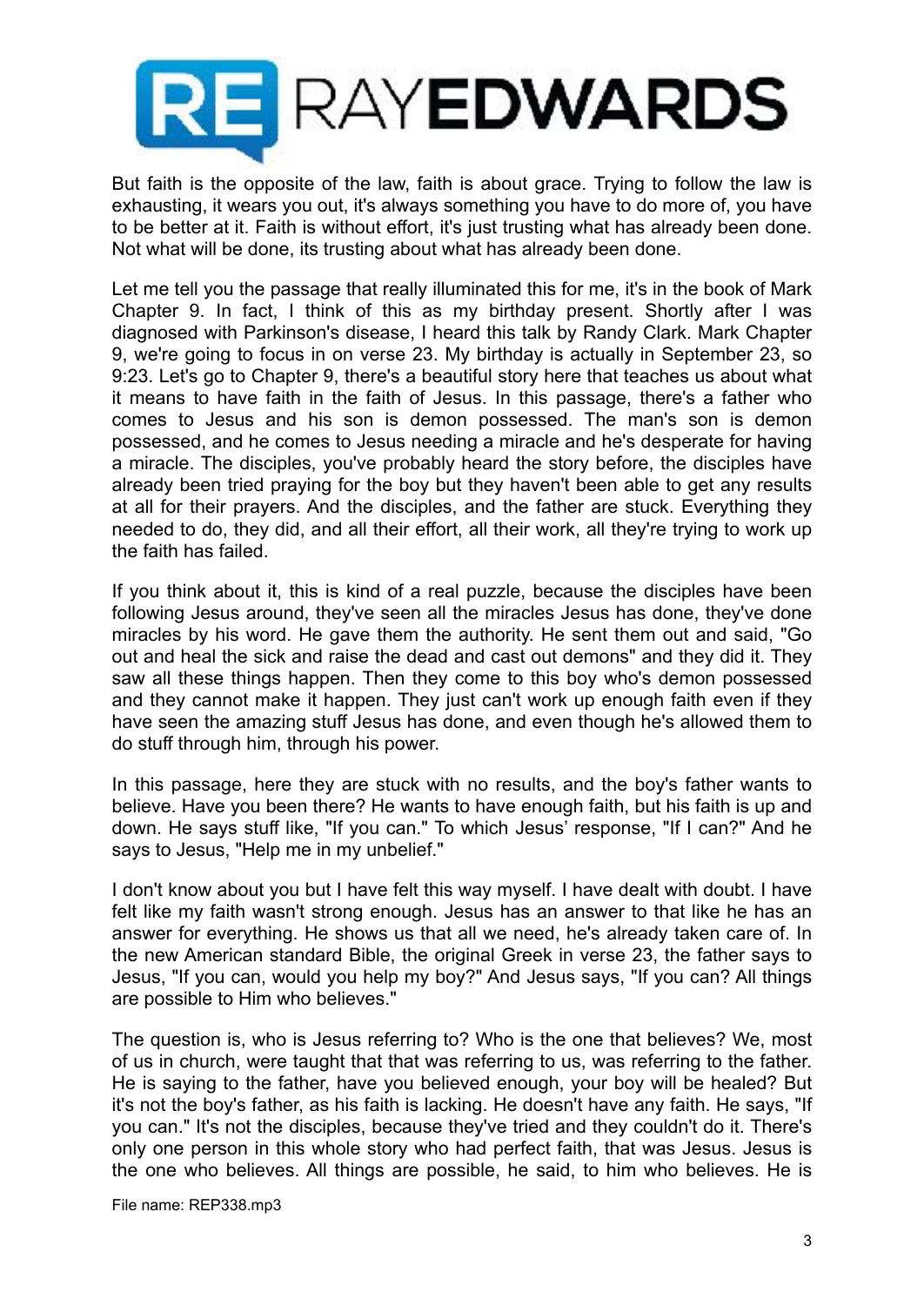But faith is the opposite of the law, faith is about grace. Trying to follow the law is exhausting, it wears you out, it's always something you have to do more of, you have to be better at it. Faith is without effort, it's just trusting what has already been done. Not what will be done, its trusting about what has already been done.

Let me tell you the passage that really illuminated this for me, it's in the book of Mark Chapter 9. In fact, I think of this as my birthday present. Shortly after I was diagnosed with Parkinson's disease, I heard this talk by Randy Clark. Mark Chapter 9, we're going to focus in on verse 23. My birthday is actually in September 23, so 9:23. Let's go to Chapter 9, there's a beautiful story here that teaches us about what it means to have faith in the faith of Jesus. In this passage, there's a father who comes to Jesus and his son is demon possessed. The man's son is demon possessed, and he comes to Jesus needing a miracle and he's desperate for having a miracle. The disciples, you've probably heard the story before, the disciples have already been tried praying for the boy but they haven't been able to get any results at all for their prayers. And the disciples, and the father are stuck. Everything they needed to do, they did, and all their effort, all their work, all they're trying to work up the faith has failed.

If you think about it, this is kind of a real puzzle, because the disciples have been following Jesus around, they've seen all the miracles Jesus has done, they've done miracles by his word. He gave them the authority. He sent them out and said, "Go out and heal the sick and raise the dead and cast out demons" and they did it. They saw all these things happen. Then they come to this boy who's demon possessed and they cannot make it happen. They just can't work up enough faith even if they have seen the amazing stuff Jesus has done, and even though he's allowed them to do stuff through him, through his power.

In this passage, here they are stuck with no results, and the boy's father wants to believe. Have you been there? He wants to have enough faith, but his faith is up and down. He says stuff like, "If you can." To which Jesus' response, "If I can?" And he says to Jesus, "Help me in my unbelief."

I don't know about you but I have felt this way myself. I have dealt with doubt. I have felt like my faith wasn't strong enough. Jesus has an answer to that like he has an answer for everything. He shows us that all we need, he's already taken care of. In the new American standard Bible, the original Greek in verse 23, the father says to Jesus, "If you can, would you help my boy?" And Jesus says, "If you can? All things are possible to Him who believes."

The question is, who is Jesus referring to? Who is the one that believes? We, most of us in church, were taught that that was referring to us, was referring to the father. He is saying to the father, have you believed enough, your boy will be healed? But it's not the boy's father, as his faith is lacking. He doesn't have any faith. He says, "If you can." It's not the disciples, because they've tried and they couldn't do it. There's only one person in this whole story who had perfect faith, that was Jesus. Jesus is the one who believes. All things are possible, he said, to him who believes. He is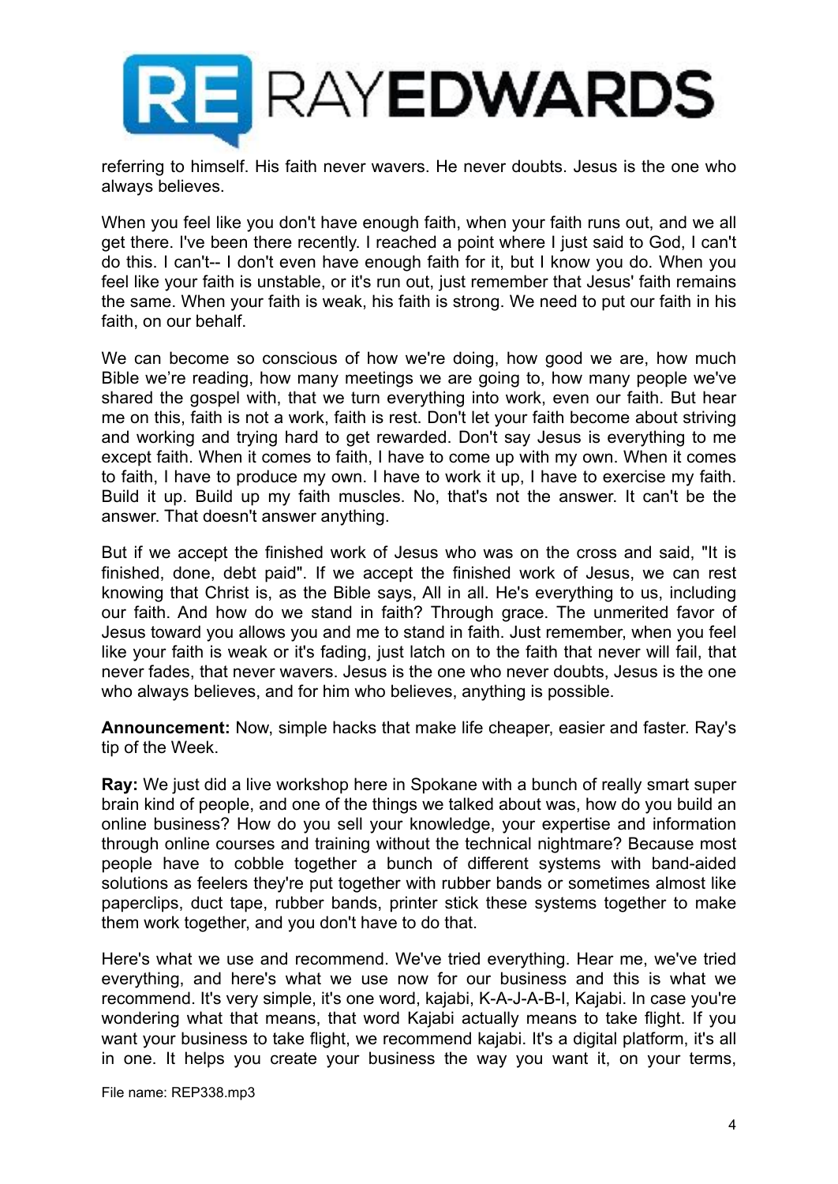referring to himself. His faith never wavers. He never doubts. Jesus is the one who always believes.

When you feel like you don't have enough faith, when your faith runs out, and we all get there. I've been there recently. I reached a point where I just said to God, I can't do this. I can't-- I don't even have enough faith for it, but I know you do. When you feel like your faith is unstable, or it's run out, just remember that Jesus' faith remains the same. When your faith is weak, his faith is strong. We need to put our faith in his faith, on our behalf.

We can become so conscious of how we're doing, how good we are, how much Bible we're reading, how many meetings we are going to, how many people we've shared the gospel with, that we turn everything into work, even our faith. But hear me on this, faith is not a work, faith is rest. Don't let your faith become about striving and working and trying hard to get rewarded. Don't say Jesus is everything to me except faith. When it comes to faith, I have to come up with my own. When it comes to faith, I have to produce my own. I have to work it up, I have to exercise my faith. Build it up. Build up my faith muscles. No, that's not the answer. It can't be the answer. That doesn't answer anything.

But if we accept the finished work of Jesus who was on the cross and said, "It is finished, done, debt paid". If we accept the finished work of Jesus, we can rest knowing that Christ is, as the Bible says, All in all. He's everything to us, including our faith. And how do we stand in faith? Through grace. The unmerited favor of Jesus toward you allows you and me to stand in faith. Just remember, when you feel like your faith is weak or it's fading, just latch on to the faith that never will fail, that never fades, that never wavers. Jesus is the one who never doubts, Jesus is the one who always believes, and for him who believes, anything is possible.

**Announcement:** Now, simple hacks that make life cheaper, easier and faster. Ray's tip of the Week.

**Ray:** We just did a live workshop here in Spokane with a bunch of really smart super brain kind of people, and one of the things we talked about was, how do you build an online business? How do you sell your knowledge, your expertise and information through online courses and training without the technical nightmare? Because most people have to cobble together a bunch of different systems with band-aided solutions as feelers they're put together with rubber bands or sometimes almost like paperclips, duct tape, rubber bands, printer stick these systems together to make them work together, and you don't have to do that.

Here's what we use and recommend. We've tried everything. Hear me, we've tried everything, and here's what we use now for our business and this is what we recommend. It's very simple, it's one word, kajabi, K-A-J-A-B-I, Kajabi. In case you're wondering what that means, that word Kajabi actually means to take flight. If you want your business to take flight, we recommend kajabi. It's a digital platform, it's all in one. It helps you create your business the way you want it, on your terms,

File name: REP338.mp3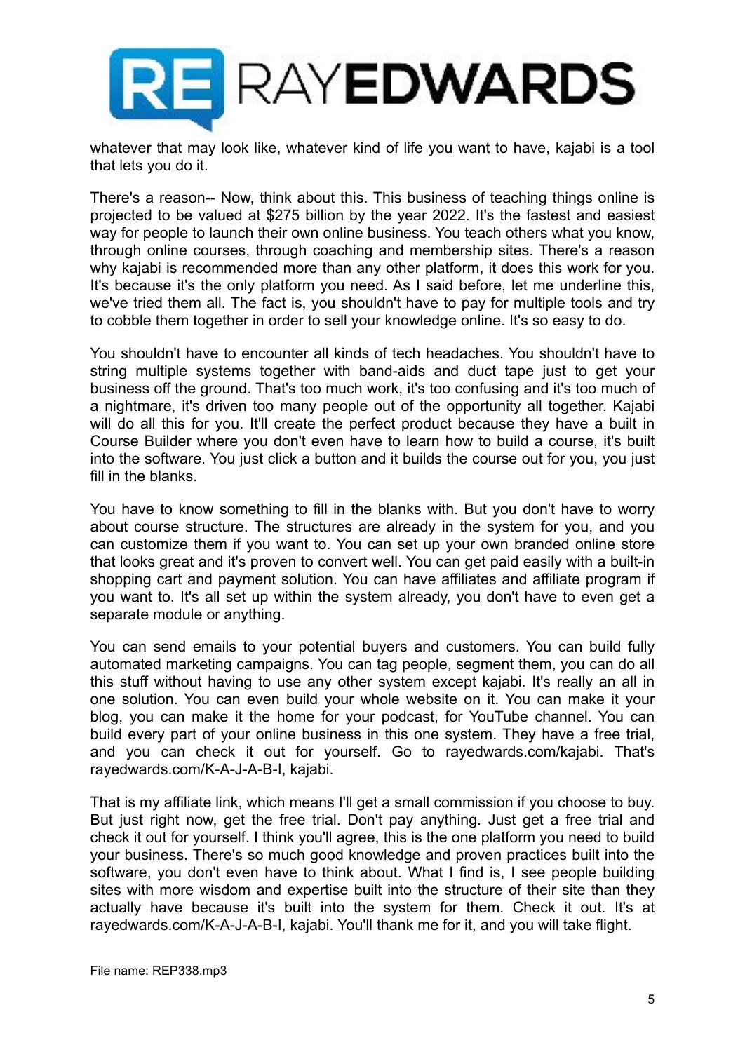whatever that may look like, whatever kind of life you want to have, kajabi is a tool that lets you do it.

There's a reason-- Now, think about this. This business of teaching things online is projected to be valued at $275 billion by the year 2022. It's the fastest and easiest way for people to launch their own online business. You teach others what you know, through online courses, through coaching and membership sites. There's a reason why kajabi is recommended more than any other platform, it does this work for you. It's because it's the only platform you need. As I said before, let me underline this, we've tried them all. The fact is, you shouldn't have to pay for multiple tools and try to cobble them together in order to sell your knowledge online. It's so easy to do.

You shouldn't have to encounter all kinds of tech headaches. You shouldn't have to string multiple systems together with band-aids and duct tape just to get your business off the ground. That's too much work, it's too confusing and it's too much of a nightmare, it's driven too many people out of the opportunity all together. Kajabi will do all this for you. It'll create the perfect product because they have a built in Course Builder where you don't even have to learn how to build a course, it's built into the software. You just click a button and it builds the course out for you, you just fill in the blanks.

You have to know something to fill in the blanks with. But you don't have to worry about course structure. The structures are already in the system for you, and you can customize them if you want to. You can set up your own branded online store that looks great and it's proven to convert well. You can get paid easily with a built-in shopping cart and payment solution. You can have affiliates and affiliate program if you want to. It's all set up within the system already, you don't have to even get a separate module or anything.

You can send emails to your potential buyers and customers. You can build fully automated marketing campaigns. You can tag people, segment them, you can do all this stuff without having to use any other system except kajabi. It's really an all in one solution. You can even build your whole website on it. You can make it your blog, you can make it the home for your podcast, for YouTube channel. You can build every part of your online business in this one system. They have a free trial, and you can check it out for yourself. Go to rayedwards.com/kajabi. That's rayedwards.com/K-A-J-A-B-I, kajabi.

That is my affiliate link, which means I'll get a small commission if you choose to buy. But just right now, get the free trial. Don't pay anything. Just get a free trial and check it out for yourself. I think you'll agree, this is the one platform you need to build your business. There's so much good knowledge and proven practices built into the software, you don't even have to think about. What I find is, I see people building sites with more wisdom and expertise built into the structure of their site than they actually have because it's built into the system for them. Check it out. It's at rayedwards.com/K-A-J-A-B-I, kajabi. You'll thank me for it, and you will take flight.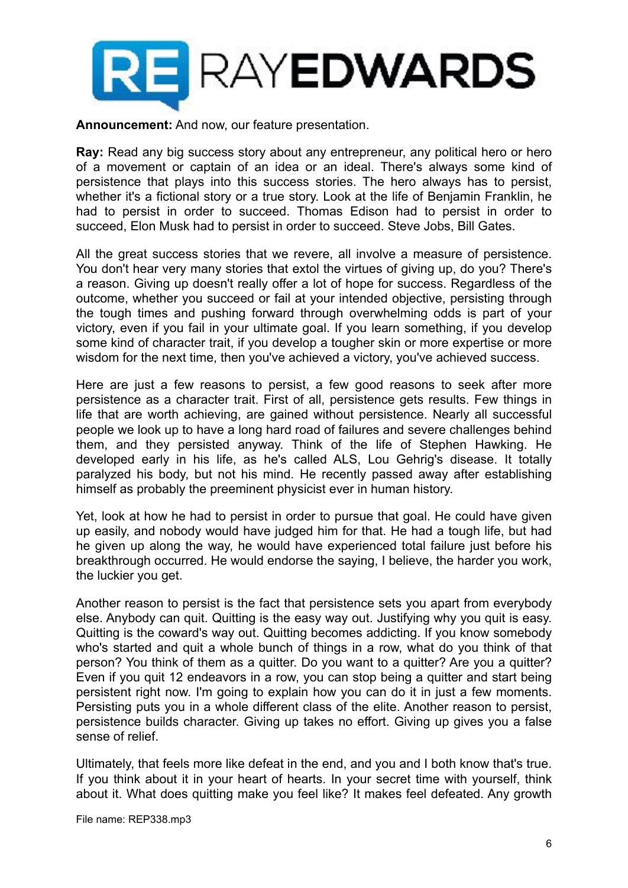**Announcement:** And now, our feature presentation.

**Ray:** Read any big success story about any entrepreneur, any political hero or hero of a movement or captain of an idea or an ideal. There's always some kind of persistence that plays into this success stories. The hero always has to persist, whether it's a fictional story or a true story. Look at the life of Benjamin Franklin, he had to persist in order to succeed. Thomas Edison had to persist in order to succeed, Elon Musk had to persist in order to succeed. Steve Jobs, Bill Gates.

All the great success stories that we revere, all involve a measure of persistence. You don't hear very many stories that extol the virtues of giving up, do you? There's a reason. Giving up doesn't really offer a lot of hope for success. Regardless of the outcome, whether you succeed or fail at your intended objective, persisting through the tough times and pushing forward through overwhelming odds is part of your victory, even if you fail in your ultimate goal. If you learn something, if you develop some kind of character trait, if you develop a tougher skin or more expertise or more wisdom for the next time, then you've achieved a victory, you've achieved success.

Here are just a few reasons to persist, a few good reasons to seek after more persistence as a character trait. First of all, persistence gets results. Few things in life that are worth achieving, are gained without persistence. Nearly all successful people we look up to have a long hard road of failures and severe challenges behind them, and they persisted anyway. Think of the life of Stephen Hawking. He developed early in his life, as he's called ALS, Lou Gehrig's disease. It totally paralyzed his body, but not his mind. He recently passed away after establishing himself as probably the preeminent physicist ever in human history.

Yet, look at how he had to persist in order to pursue that goal. He could have given up easily, and nobody would have judged him for that. He had a tough life, but had he given up along the way, he would have experienced total failure just before his breakthrough occurred. He would endorse the saying, I believe, the harder you work, the luckier you get.

Another reason to persist is the fact that persistence sets you apart from everybody else. Anybody can quit. Quitting is the easy way out. Justifying why you quit is easy. Quitting is the coward's way out. Quitting becomes addicting. If you know somebody who's started and quit a whole bunch of things in a row, what do you think of that person? You think of them as a quitter. Do you want to a quitter? Are you a quitter? Even if you quit 12 endeavors in a row, you can stop being a quitter and start being persistent right now. I'm going to explain how you can do it in just a few moments. Persisting puts you in a whole different class of the elite. Another reason to persist, persistence builds character. Giving up takes no effort. Giving up gives you a false sense of relief.

Ultimately, that feels more like defeat in the end, and you and I both know that's true. If you think about it in your heart of hearts. In your secret time with yourself, think about it. What does quitting make you feel like? It makes feel defeated. Any growth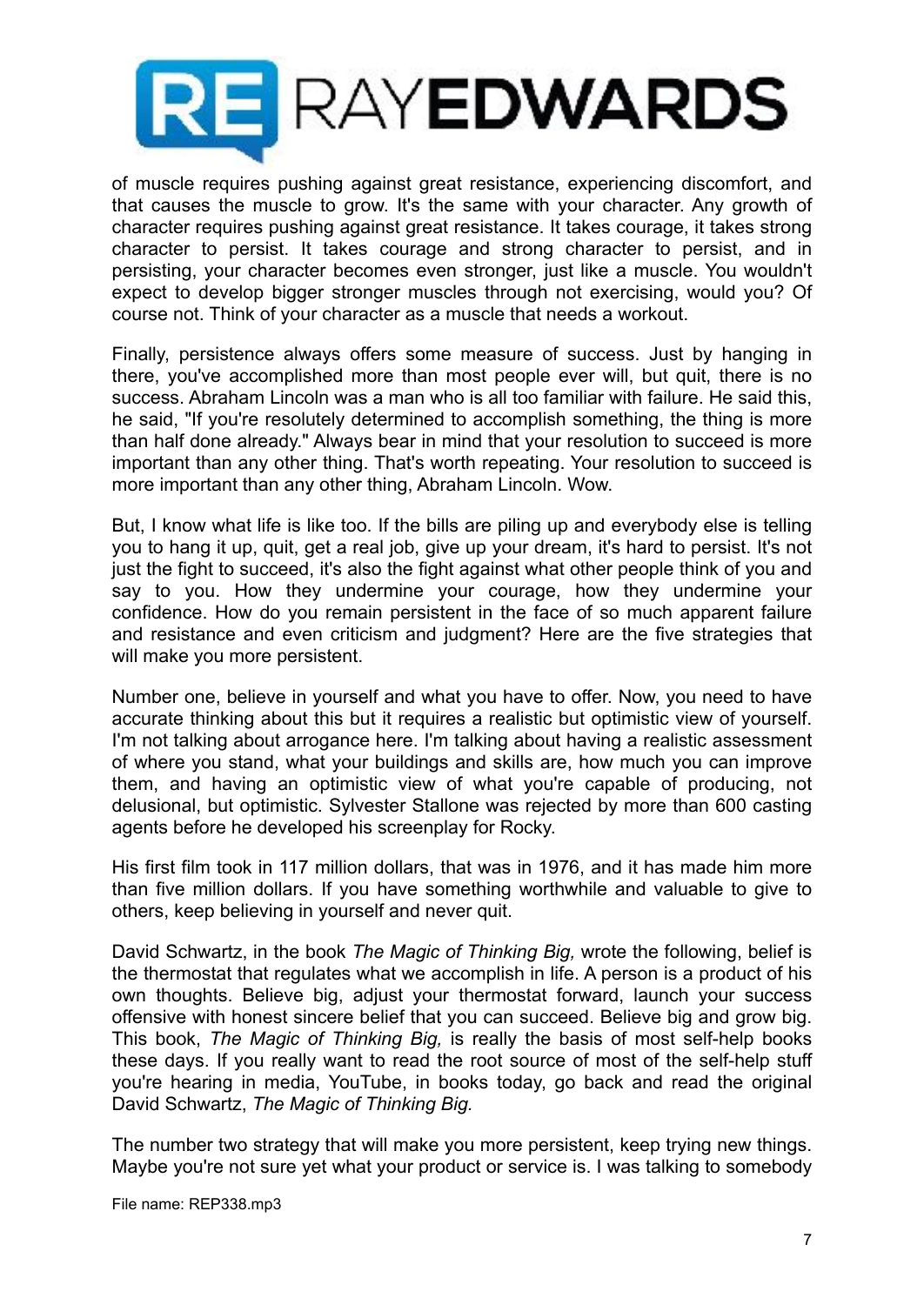of muscle requires pushing against great resistance, experiencing discomfort, and that causes the muscle to grow. It's the same with your character. Any growth of character requires pushing against great resistance. It takes courage, it takes strong character to persist. It takes courage and strong character to persist, and in persisting, your character becomes even stronger, just like a muscle. You wouldn't expect to develop bigger stronger muscles through not exercising, would you? Of course not. Think of your character as a muscle that needs a workout.

Finally, persistence always offers some measure of success. Just by hanging in there, you've accomplished more than most people ever will, but quit, there is no success. Abraham Lincoln was a man who is all too familiar with failure. He said this, he said, "If you're resolutely determined to accomplish something, the thing is more than half done already." Always bear in mind that your resolution to succeed is more important than any other thing. That's worth repeating. Your resolution to succeed is more important than any other thing, Abraham Lincoln. Wow.

But, I know what life is like too. If the bills are piling up and everybody else is telling you to hang it up, quit, get a real job, give up your dream, it's hard to persist. It's not just the fight to succeed, it's also the fight against what other people think of you and say to you. How they undermine your courage, how they undermine your confidence. How do you remain persistent in the face of so much apparent failure and resistance and even criticism and judgment? Here are the five strategies that will make you more persistent.

Number one, believe in yourself and what you have to offer. Now, you need to have accurate thinking about this but it requires a realistic but optimistic view of yourself. I'm not talking about arrogance here. I'm talking about having a realistic assessment of where you stand, what your buildings and skills are, how much you can improve them, and having an optimistic view of what you're capable of producing, not delusional, but optimistic. Sylvester Stallone was rejected by more than 600 casting agents before he developed his screenplay for Rocky.

His first film took in 117 million dollars, that was in 1976, and it has made him more than five million dollars. If you have something worthwhile and valuable to give to others, keep believing in yourself and never quit.

David Schwartz, in the book *The Magic of Thinking Big,* wrote the following, belief is the thermostat that regulates what we accomplish in life. A person is a product of his own thoughts. Believe big, adjust your thermostat forward, launch your success offensive with honest sincere belief that you can succeed. Believe big and grow big. This book, *The Magic of Thinking Big,* is really the basis of most self-help books these days. If you really want to read the root source of most of the self-help stuff you're hearing in media, YouTube, in books today, go back and read the original David Schwartz, *The Magic of Thinking Big.*

The number two strategy that will make you more persistent, keep trying new things. Maybe you're not sure yet what your product or service is. I was talking to somebody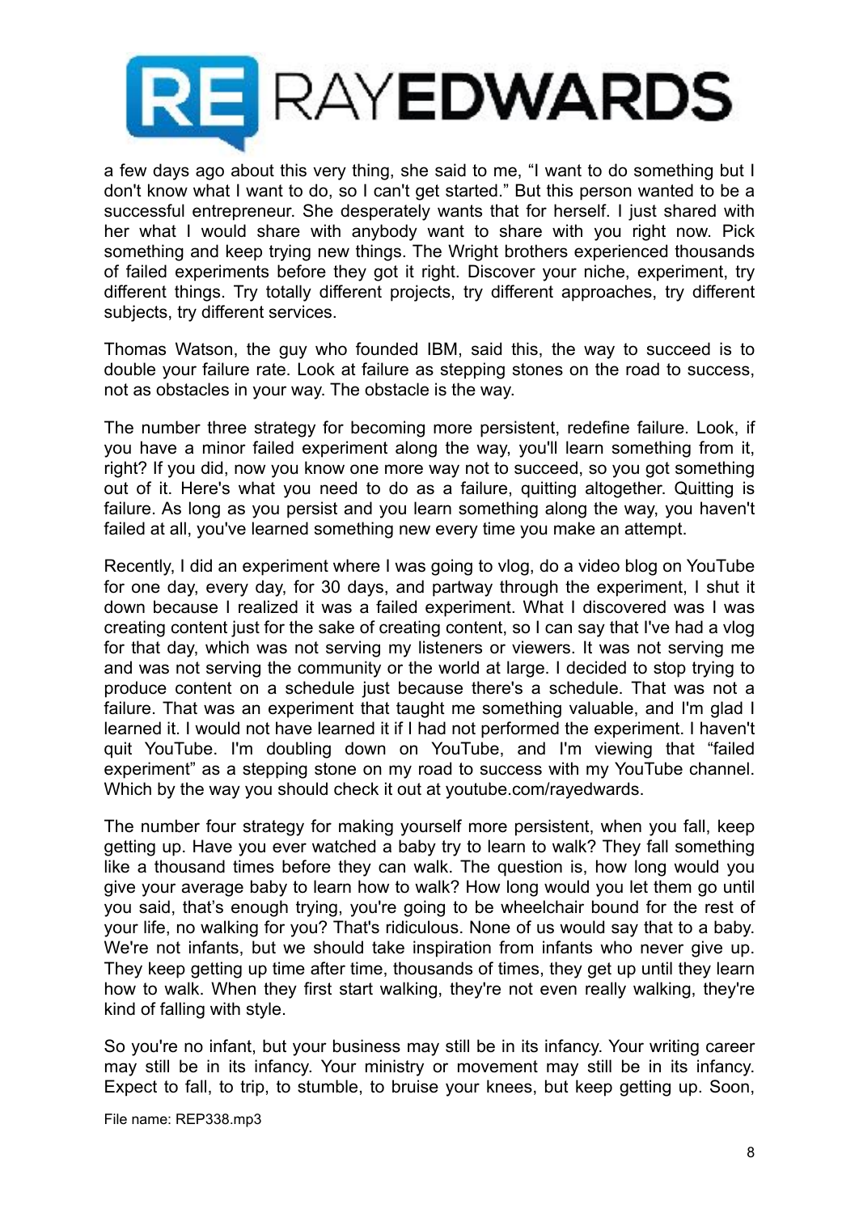a few days ago about this very thing, she said to me, "I want to do something but I don't know what I want to do, so I can't get started." But this person wanted to be a successful entrepreneur. She desperately wants that for herself. I just shared with her what I would share with anybody want to share with you right now. Pick something and keep trying new things. The Wright brothers experienced thousands of failed experiments before they got it right. Discover your niche, experiment, try different things. Try totally different projects, try different approaches, try different subjects, try different services.

Thomas Watson, the guy who founded IBM, said this, the way to succeed is to double your failure rate. Look at failure as stepping stones on the road to success, not as obstacles in your way. The obstacle is the way.

The number three strategy for becoming more persistent, redefine failure. Look, if you have a minor failed experiment along the way, you'll learn something from it, right? If you did, now you know one more way not to succeed, so you got something out of it. Here's what you need to do as a failure, quitting altogether. Quitting is failure. As long as you persist and you learn something along the way, you haven't failed at all, you've learned something new every time you make an attempt.

Recently, I did an experiment where I was going to vlog, do a video blog on YouTube for one day, every day, for 30 days, and partway through the experiment, I shut it down because I realized it was a failed experiment. What I discovered was I was creating content just for the sake of creating content, so I can say that I've had a vlog for that day, which was not serving my listeners or viewers. It was not serving me and was not serving the community or the world at large. I decided to stop trying to produce content on a schedule just because there's a schedule. That was not a failure. That was an experiment that taught me something valuable, and I'm glad I learned it. I would not have learned it if I had not performed the experiment. I haven't quit YouTube. I'm doubling down on YouTube, and I'm viewing that "failed experiment" as a stepping stone on my road to success with my YouTube channel. Which by the way you should check it out at youtube.com/rayedwards.

The number four strategy for making yourself more persistent, when you fall, keep getting up. Have you ever watched a baby try to learn to walk? They fall something like a thousand times before they can walk. The question is, how long would you give your average baby to learn how to walk? How long would you let them go until you said, that's enough trying, you're going to be wheelchair bound for the rest of your life, no walking for you? That's ridiculous. None of us would say that to a baby. We're not infants, but we should take inspiration from infants who never give up. They keep getting up time after time, thousands of times, they get up until they learn how to walk. When they first start walking, they're not even really walking, they're kind of falling with style.

So you're no infant, but your business may still be in its infancy. Your writing career may still be in its infancy. Your ministry or movement may still be in its infancy. Expect to fall, to trip, to stumble, to bruise your knees, but keep getting up. Soon,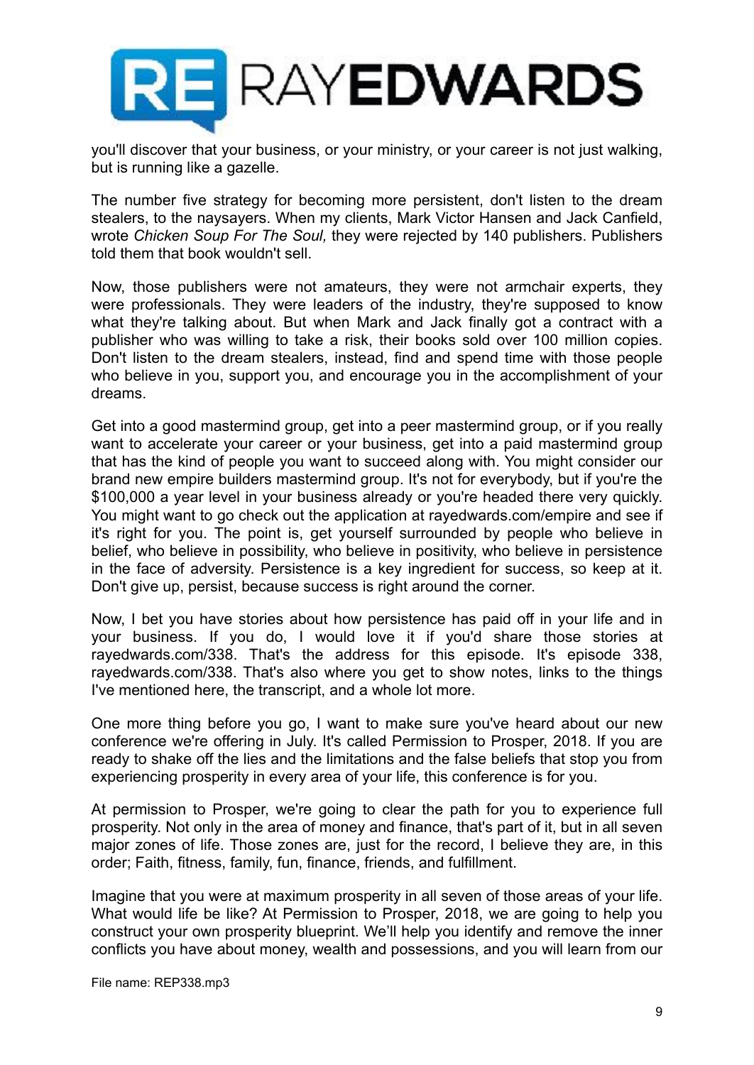you'll discover that your business, or your ministry, or your career is not just walking, but is running like a gazelle.

The number five strategy for becoming more persistent, don't listen to the dream stealers, to the naysayers. When my clients, Mark Victor Hansen and Jack Canfield, wrote *Chicken Soup For The Soul,* they were rejected by 140 publishers. Publishers told them that book wouldn't sell.

Now, those publishers were not amateurs, they were not armchair experts, they were professionals. They were leaders of the industry, they're supposed to know what they're talking about. But when Mark and Jack finally got a contract with a publisher who was willing to take a risk, their books sold over 100 million copies. Don't listen to the dream stealers, instead, find and spend time with those people who believe in you, support you, and encourage you in the accomplishment of your dreams.

Get into a good mastermind group, get into a peer mastermind group, or if you really want to accelerate your career or your business, get into a paid mastermind group that has the kind of people you want to succeed along with. You might consider our brand new empire builders mastermind group. It's not for everybody, but if you're the $100,000 a year level in your business already or you're headed there very quickly. You might want to go check out the application at rayedwards.com/empire and see if it's right for you. The point is, get yourself surrounded by people who believe in belief, who believe in possibility, who believe in positivity, who believe in persistence in the face of adversity. Persistence is a key ingredient for success, so keep at it. Don't give up, persist, because success is right around the corner.

Now, I bet you have stories about how persistence has paid off in your life and in your business. If you do, I would love it if you'd share those stories at rayedwards.com/338. That's the address for this episode. It's episode 338, rayedwards.com/338. That's also where you get to show notes, links to the things I've mentioned here, the transcript, and a whole lot more.

One more thing before you go, I want to make sure you've heard about our new conference we're offering in July. It's called Permission to Prosper, 2018. If you are ready to shake off the lies and the limitations and the false beliefs that stop you from experiencing prosperity in every area of your life, this conference is for you.

At permission to Prosper, we're going to clear the path for you to experience full prosperity. Not only in the area of money and finance, that's part of it, but in all seven major zones of life. Those zones are, just for the record, I believe they are, in this order; Faith, fitness, family, fun, finance, friends, and fulfillment.

Imagine that you were at maximum prosperity in all seven of those areas of your life. What would life be like? At Permission to Prosper, 2018, we are going to help you construct your own prosperity blueprint. We'll help you identify and remove the inner conflicts you have about money, wealth and possessions, and you will learn from our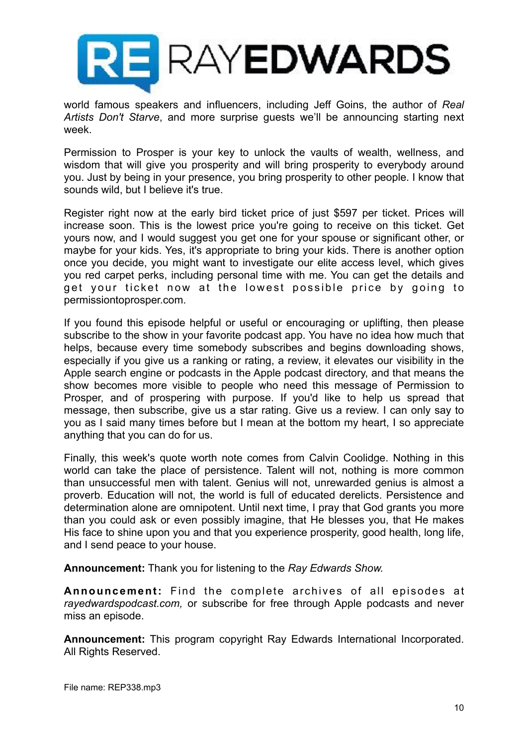world famous speakers and influencers, including Jeff Goins, the author of *Real Artists Don't Starve*, and more surprise guests we'll be announcing starting next week.

Permission to Prosper is your key to unlock the vaults of wealth, wellness, and wisdom that will give you prosperity and will bring prosperity to everybody around you. Just by being in your presence, you bring prosperity to other people. I know that sounds wild, but I believe it's true.

Register right now at the early bird ticket price of just $597 per ticket. Prices will increase soon. This is the lowest price you're going to receive on this ticket. Get yours now, and I would suggest you get one for your spouse or significant other, or maybe for your kids. Yes, it's appropriate to bring your kids. There is another option once you decide, you might want to investigate our elite access level, which gives you red carpet perks, including personal time with me. You can get the details and get your ticket now at the lowest possible price by going to permissiontoprosper.com.

If you found this episode helpful or useful or encouraging or uplifting, then please subscribe to the show in your favorite podcast app. You have no idea how much that helps, because every time somebody subscribes and begins downloading shows, especially if you give us a ranking or rating, a review, it elevates our visibility in the Apple search engine or podcasts in the Apple podcast directory, and that means the show becomes more visible to people who need this message of Permission to Prosper, and of prospering with purpose. If you'd like to help us spread that message, then subscribe, give us a star rating. Give us a review. I can only say to you as I said many times before but I mean at the bottom my heart, I so appreciate anything that you can do for us.

Finally, this week's quote worth note comes from Calvin Coolidge. Nothing in this world can take the place of persistence. Talent will not, nothing is more common than unsuccessful men with talent. Genius will not, unrewarded genius is almost a proverb. Education will not, the world is full of educated derelicts. Persistence and determination alone are omnipotent. Until next time, I pray that God grants you more than you could ask or even possibly imagine, that He blesses you, that He makes His face to shine upon you and that you experience prosperity, good health, long life, and I send peace to your house.

**Announcement:** Thank you for listening to the *Ray Edwards Show.*

**Announcement:** Find the complete archives of all episodes at *rayedwardspodcast.com,* or subscribe for free through Apple podcasts and never miss an episode.

**Announcement:** This program copyright Ray Edwards International Incorporated. All Rights Reserved.

File name: REP338.mp3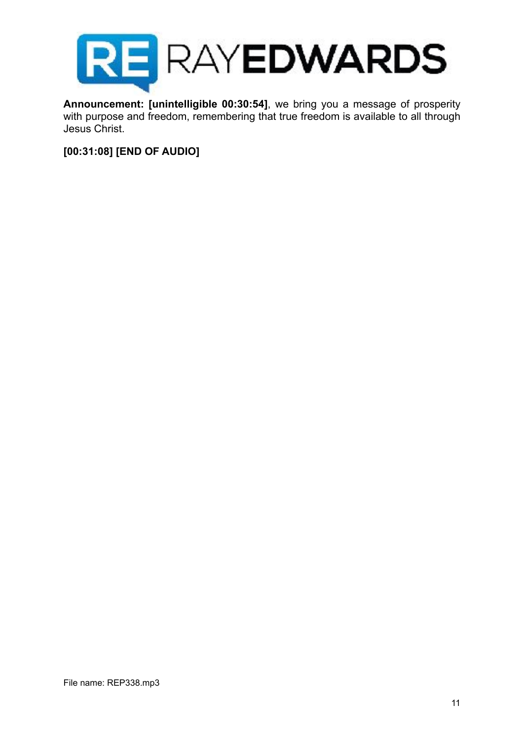**Announcement: [unintelligible 00:30:54]**, we bring you a message of prosperity with purpose and freedom, remembering that true freedom is available to all through Jesus Christ.

**[00:31:08] [END OF AUDIO]**

File name: REP338.mp3